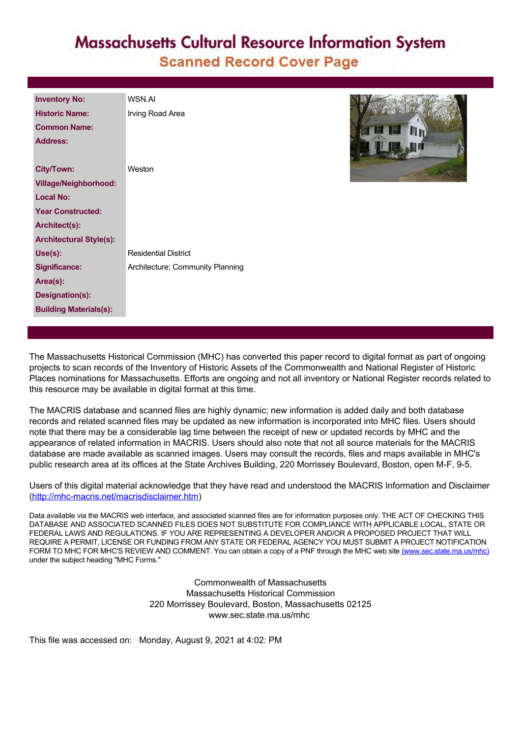# Massachusetts Cultural Resource Information System

## Scanned Record Cover Page

| | |
|---|---|
| **Inventory No:** | WSN.AI |
| **Historic Name:** | Irving Road Area |
| **Common Name:** | |
| **Address:** | |
| **City/Town:** | Weston |
| **Village/Neighborhood:** | |
| **Local No:** | |
| **Year Constructed:** | |
| **Architect(s):** | |
| **Architectural Style(s):** | |
| **Use(s):** | Residential District |
| **Significance:** | Architecture; Community Planning |
| **Area(s):** | |
| **Designation(s):** | |
| **Building Materials(s):** | |

The Massachusetts Historical Commission (MHC) has converted this paper record to digital format as part of ongoing projects to scan records of the Inventory of Historic Assets of the Commonwealth and National Register of Historic Places nominations for Massachusetts. Efforts are ongoing and not all inventory or National Register records related to this resource may be available in digital format at this time.

The MACRIS database and scanned files are highly dynamic; new information is added daily and both database records and related scanned files may be updated as new information is incorporated into MHC files. Users should note that there may be a considerable lag time between the receipt of new or updated records by MHC and the appearance of related information in MACRIS. Users should also note that not all source materials for the MACRIS database are made available as scanned images. Users may consult the records, files and maps available in MHC's public research area at its offices at the State Archives Building, 220 Morrissey Boulevard, Boston, open M-F, 9-5.

Users of this digital material acknowledge that they have read and understood the MACRIS Information and Disclaimer (http://mhc-macris.net/macrisdisclaimer.htm)

Data available via the MACRIS web interface, and associated scanned files are for information purposes only. THE ACT OF CHECKING THIS DATABASE AND ASSOCIATED SCANNED FILES DOES NOT SUBSTITUTE FOR COMPLIANCE WITH APPLICABLE LOCAL, STATE OR FEDERAL LAWS AND REGULATIONS. IF YOU ARE REPRESENTING A DEVELOPER AND/OR A PROPOSED PROJECT THAT WILL REQUIRE A PERMIT, LICENSE OR FUNDING FROM ANY STATE OR FEDERAL AGENCY YOU MUST SUBMIT A PROJECT NOTIFICATION FORM TO MHC FOR MHC'S REVIEW AND COMMENT. You can obtain a copy of a PNF through the MHC web site (www.sec.state.ma.us/mhc) under the subject heading "MHC Forms."

Commonwealth of Massachusetts
Massachusetts Historical Commission
220 Morrissey Boulevard, Boston, Massachusetts 02125
www.sec.state.ma.us/mhc

This file was accessed on: Monday, August 9, 2021 at 4:02: PM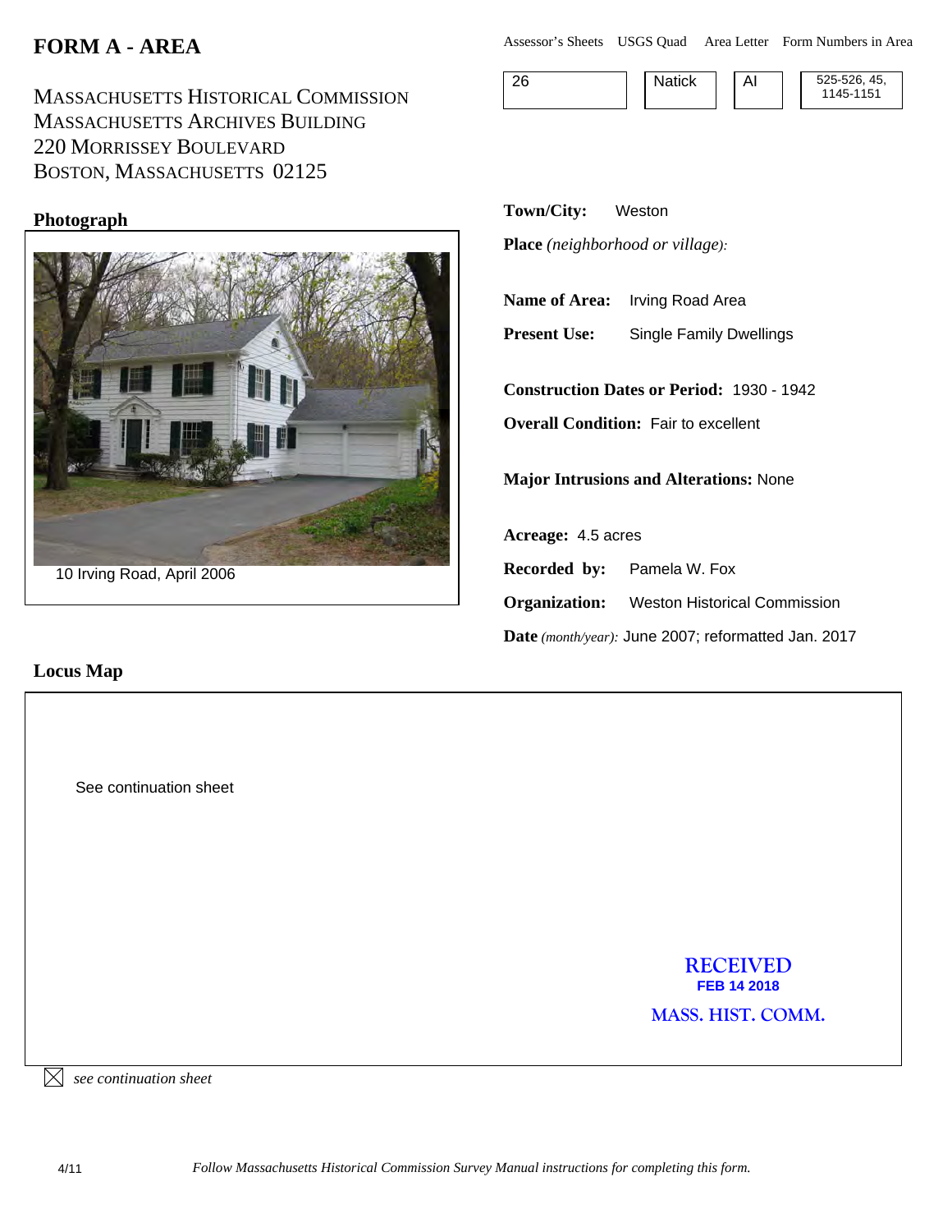# FORM A - AREA

MASSACHUSETTS HISTORICAL COMMISSION
MASSACHUSETTS ARCHIVES BUILDING
220 MORRISSEY BOULEVARD
BOSTON, MASSACHUSETTS 02125

| Assessor's Sheets | USGS Quad | Area Letter | Form Numbers in Area |
| --- | --- | --- | --- |
| 26 | Natick | AI | 525-526, 45, 1145-1151 |

## Photograph

10 Irving Road, April 2006

**Town/City:** Weston

**Place** *(neighborhood or village):*

**Name of Area:** Irving Road Area

**Present Use:** Single Family Dwellings

**Construction Dates or Period:** 1930 - 1942

**Overall Condition:** Fair to excellent

**Major Intrusions and Alterations:** None

**Acreage:** 4.5 acres

**Recorded by:** Pamela W. Fox

**Organization:** Weston Historical Commission

**Date** *(month/year):* June 2007; reformatted Jan. 2017

## Locus Map

See continuation sheet

RECEIVED
FEB 14 2018
MASS. HIST. COMM.

☒ *see continuation sheet*

4/11 *Follow Massachusetts Historical Commission Survey Manual instructions for completing this form.*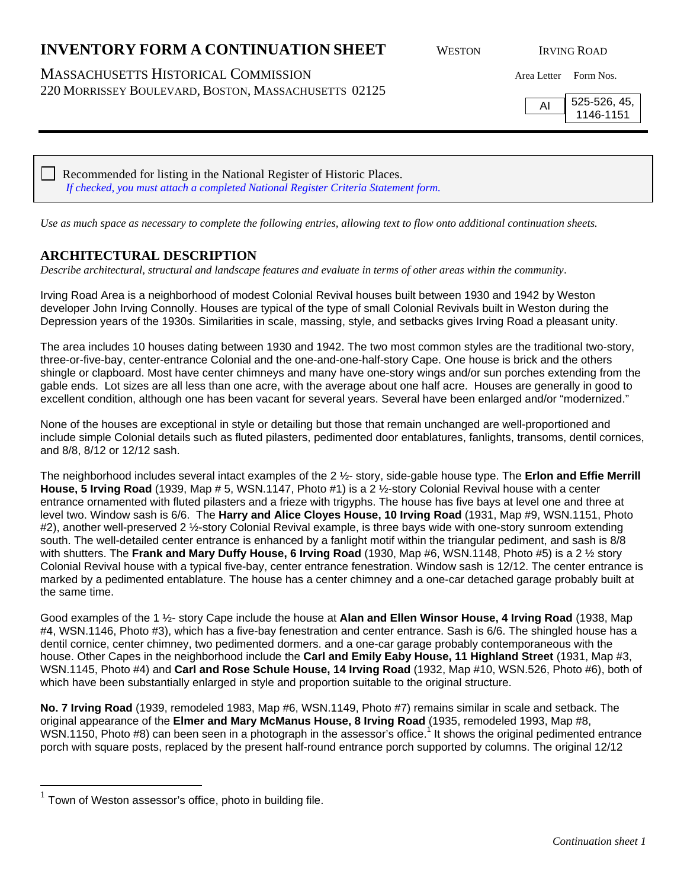# INVENTORY FORM A CONTINUATION SHEET

WESTON IRVING ROAD

MASSACHUSETTS HISTORICAL COMMISSION
220 MORRISSEY BOULEVARD, BOSTON, MASSACHUSETTS 02125

| Area Letter | Form Nos. |
|---|---|
| AI | 525-526, 45, 1146-1151 |

☐ Recommended for listing in the National Register of Historic Places.
*If checked, you must attach a completed National Register Criteria Statement form.*

*Use as much space as necessary to complete the following entries, allowing text to flow onto additional continuation sheets.*

## ARCHITECTURAL DESCRIPTION

*Describe architectural, structural and landscape features and evaluate in terms of other areas within the community.*

Irving Road Area is a neighborhood of modest Colonial Revival houses built between 1930 and 1942 by Weston developer John Irving Connolly. Houses are typical of the type of small Colonial Revivals built in Weston during the Depression years of the 1930s. Similarities in scale, massing, style, and setbacks gives Irving Road a pleasant unity.

The area includes 10 houses dating between 1930 and 1942. The two most common styles are the traditional two-story, three-or-five-bay, center-entrance Colonial and the one-and-one-half-story Cape. One house is brick and the others shingle or clapboard. Most have center chimneys and many have one-story wings and/or sun porches extending from the gable ends. Lot sizes are all less than one acre, with the average about one half acre. Houses are generally in good to excellent condition, although one has been vacant for several years. Several have been enlarged and/or "modernized."

None of the houses are exceptional in style or detailing but those that remain unchanged are well-proportioned and include simple Colonial details such as fluted pilasters, pedimented door entablatures, fanlights, transoms, dentil cornices, and 8/8, 8/12 or 12/12 sash.

The neighborhood includes several intact examples of the 2 ½- story, side-gable house type. The **Erlon and Effie Merrill House, 5 Irving Road** (1939, Map # 5, WSN.1147, Photo #1) is a 2 ½-story Colonial Revival house with a center entrance ornamented with fluted pilasters and a frieze with trigyphs. The house has five bays at level one and three at level two. Window sash is 6/6. The **Harry and Alice Cloyes House, 10 Irving Road** (1931, Map #9, WSN.1151, Photo #2), another well-preserved 2 ½-story Colonial Revival example, is three bays wide with one-story sunroom extending south. The well-detailed center entrance is enhanced by a fanlight motif within the triangular pediment, and sash is 8/8 with shutters. The **Frank and Mary Duffy House, 6 Irving Road** (1930, Map #6, WSN.1148, Photo #5) is a 2 ½ story Colonial Revival house with a typical five-bay, center entrance fenestration. Window sash is 12/12. The center entrance is marked by a pedimented entablature. The house has a center chimney and a one-car detached garage probably built at the same time.

Good examples of the 1 ½- story Cape include the house at **Alan and Ellen Winsor House, 4 Irving Road** (1938, Map #4, WSN.1146, Photo #3), which has a five-bay fenestration and center entrance. Sash is 6/6. The shingled house has a dentil cornice, center chimney, two pedimented dormers. and a one-car garage probably contemporaneous with the house. Other Capes in the neighborhood include the **Carl and Emily Eaby House, 11 Highland Street** (1931, Map #3, WSN.1145, Photo #4) and **Carl and Rose Schule House, 14 Irving Road** (1932, Map #10, WSN.526, Photo #6), both of which have been substantially enlarged in style and proportion suitable to the original structure.

**No. 7 Irving Road** (1939, remodeled 1983, Map #6, WSN.1149, Photo #7) remains similar in scale and setback. The original appearance of the **Elmer and Mary McManus House, 8 Irving Road** (1935, remodeled 1993, Map #8, WSN.1150, Photo #8) can been seen in a photograph in the assessor's office.[1] It shows the original pedimented entrance porch with square posts, replaced by the present half-round entrance porch supported by columns. The original 12/12

[1] Town of Weston assessor's office, photo in building file.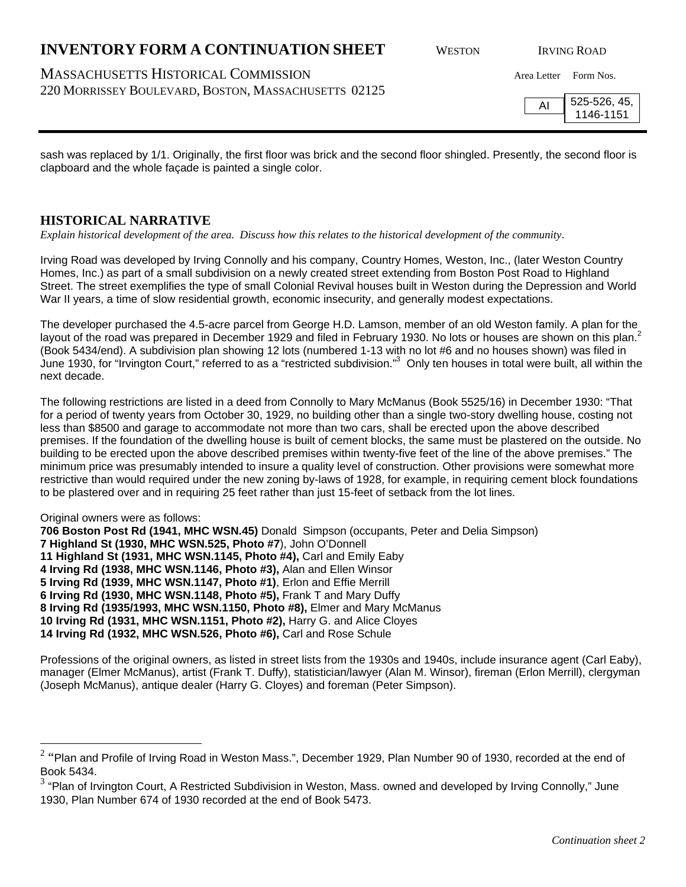sash was replaced by 1/1. Originally, the first floor was brick and the second floor shingled. Presently, the second floor is clapboard and the whole façade is painted a single color.

## HISTORICAL NARRATIVE

*Explain historical development of the area. Discuss how this relates to the historical development of the community.*

Irving Road was developed by Irving Connolly and his company, Country Homes, Weston, Inc., (later Weston Country Homes, Inc.) as part of a small subdivision on a newly created street extending from Boston Post Road to Highland Street. The street exemplifies the type of small Colonial Revival houses built in Weston during the Depression and World War II years, a time of slow residential growth, economic insecurity, and generally modest expectations.

The developer purchased the 4.5-acre parcel from George H.D. Lamson, member of an old Weston family. A plan for the layout of the road was prepared in December 1929 and filed in February 1930. No lots or houses are shown on this plan.[2] (Book 5434/end). A subdivision plan showing 12 lots (numbered 1-13 with no lot #6 and no houses shown) was filed in June 1930, for "Irvington Court," referred to as a "restricted subdivision."[3] Only ten houses in total were built, all within the next decade.

The following restrictions are listed in a deed from Connolly to Mary McManus (Book 5525/16) in December 1930: "That for a period of twenty years from October 30, 1929, no building other than a single two-story dwelling house, costing not less than $8500 and garage to accommodate not more than two cars, shall be erected upon the above described premises. If the foundation of the dwelling house is built of cement blocks, the same must be plastered on the outside. No building to be erected upon the above described premises within twenty-five feet of the line of the above premises." The minimum price was presumably intended to insure a quality level of construction. Other provisions were somewhat more restrictive than would required under the new zoning by-laws of 1928, for example, in requiring cement block foundations to be plastered over and in requiring 25 feet rather than just 15-feet of setback from the lot lines.

Original owners were as follows:
**706 Boston Post Rd (1941, MHC WSN.45)** Donald Simpson (occupants, Peter and Delia Simpson)
**7 Highland St (1930, MHC WSN.525, Photo #7**), John O'Donnell
**11 Highland St (1931, MHC WSN.1145, Photo #4),** Carl and Emily Eaby
**4 Irving Rd (1938, MHC WSN.1146, Photo #3),** Alan and Ellen Winsor
**5 Irving Rd (1939, MHC WSN.1147, Photo #1)**, Erlon and Effie Merrill
**6 Irving Rd (1930, MHC WSN.1148, Photo #5),** Frank T and Mary Duffy
**8 Irving Rd (1935/1993, MHC WSN.1150, Photo #8),** Elmer and Mary McManus
**10 Irving Rd (1931, MHC WSN.1151, Photo #2),** Harry G. and Alice Cloyes
**14 Irving Rd (1932, MHC WSN.526, Photo #6),** Carl and Rose Schule

Professions of the original owners, as listed in street lists from the 1930s and 1940s, include insurance agent (Carl Eaby), manager (Elmer McManus), artist (Frank T. Duffy), statistician/lawyer (Alan M. Winsor), fireman (Erlon Merrill), clergyman (Joseph McManus), antique dealer (Harry G. Cloyes) and foreman (Peter Simpson).

---

[2] "Plan and Profile of Irving Road in Weston Mass.", December 1929, Plan Number 90 of 1930, recorded at the end of Book 5434.

[3] "Plan of Irvington Court, A Restricted Subdivision in Weston, Mass. owned and developed by Irving Connolly," June 1930, Plan Number 674 of 1930 recorded at the end of Book 5473.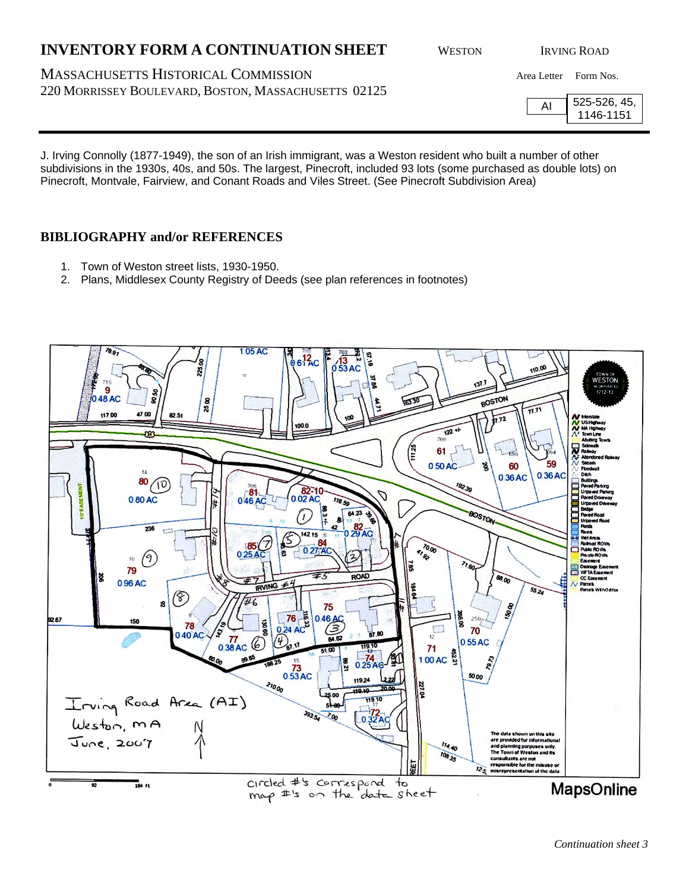**INVENTORY FORM A CONTINUATION SHEET** WESTON IRVING ROAD

MASSACHUSETTS HISTORICAL COMMISSION
220 MORRISSEY BOULEVARD, BOSTON, MASSACHUSETTS 02125

| Area Letter | Form Nos. |
|---|---|
| AI | 525-526, 45, 1146-1151 |

J. Irving Connolly (1877-1949), the son of an Irish immigrant, was a Weston resident who built a number of other subdivisions in the 1930s, 40s, and 50s. The largest, Pinecroft, included 93 lots (some purchased as double lots) on Pinecroft, Montvale, Fairview, and Conant Roads and Viles Street. (See Pinecroft Subdivision Area)

## BIBLIOGRAPHY and/or REFERENCES

1. Town of Weston street lists, 1930-1950.
2. Plans, Middlesex County Registry of Deeds (see plan references in footnotes)

Irving Road Area (AI)
Weston, MA
June, 2007

circled #'s correspond to map #'s on the data sheet

MapsOnline

*Continuation sheet 3*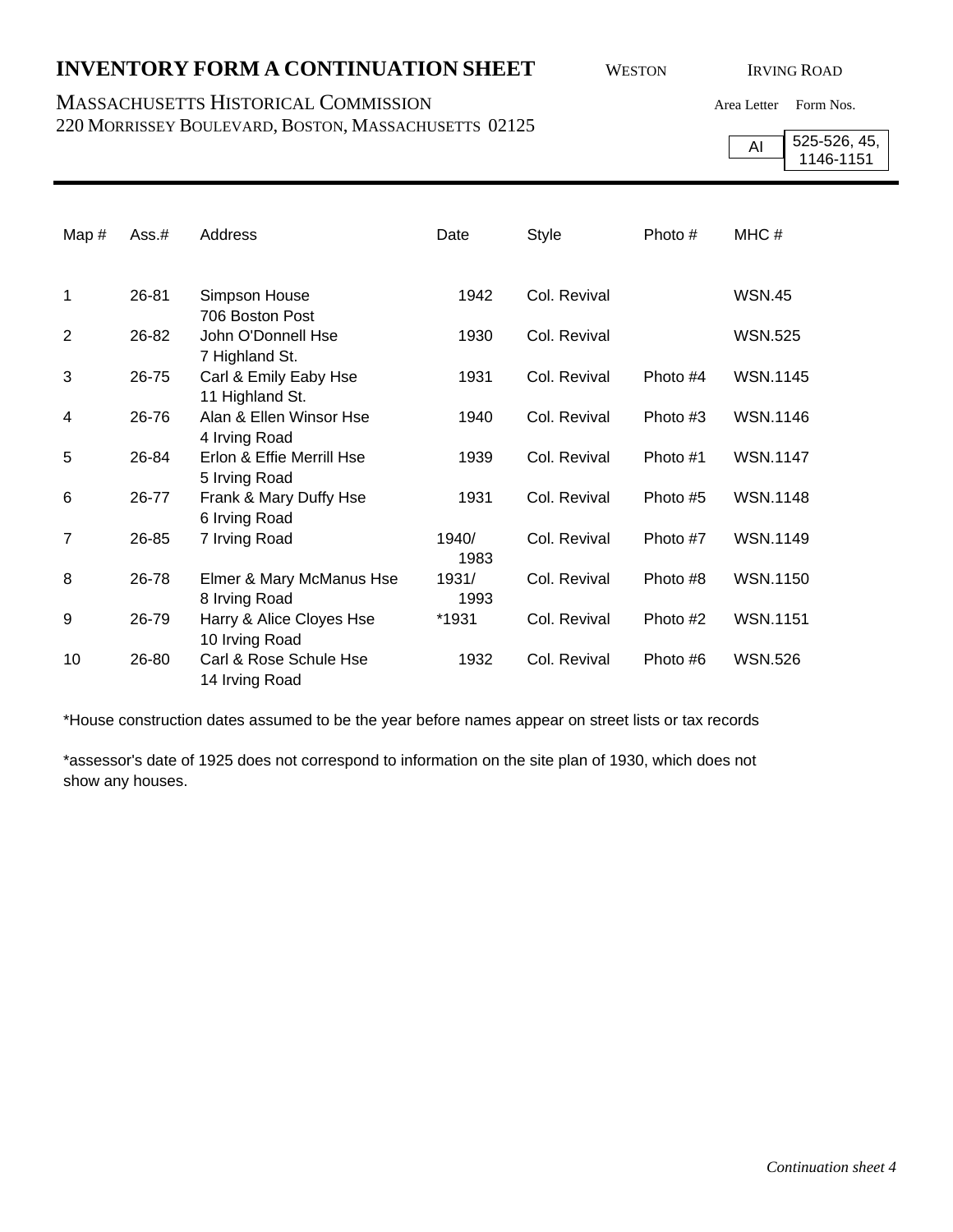# INVENTORY FORM A CONTINUATION SHEET

WESTON IRVING ROAD

MASSACHUSETTS HISTORICAL COMMISSION
220 MORRISSEY BOULEVARD, BOSTON, MASSACHUSETTS 02125

Area Letter: AI
Form Nos.: 525-526, 45, 1146-1151

| Map # | Ass.# | Address | Date | Style | Photo # | MHC # |
|---|---|---|---|---|---|---|
| 1 | 26-81 | Simpson House<br>706 Boston Post | 1942 | Col. Revival | | WSN.45 |
| 2 | 26-82 | John O'Donnell Hse<br>7 Highland St. | 1930 | Col. Revival | | WSN.525 |
| 3 | 26-75 | Carl & Emily Eaby Hse<br>11 Highland St. | 1931 | Col. Revival | Photo #4 | WSN.1145 |
| 4 | 26-76 | Alan & Ellen Winsor Hse<br>4 Irving Road | 1940 | Col. Revival | Photo #3 | WSN.1146 |
| 5 | 26-84 | Erlon & Effie Merrill Hse<br>5 Irving Road | 1939 | Col. Revival | Photo #1 | WSN.1147 |
| 6 | 26-77 | Frank & Mary Duffy Hse<br>6 Irving Road | 1931 | Col. Revival | Photo #5 | WSN.1148 |
| 7 | 26-85 | 7 Irving Road | 1940/<br>1983 | Col. Revival | Photo #7 | WSN.1149 |
| 8 | 26-78 | Elmer & Mary McManus Hse<br>8 Irving Road | 1931/<br>1993 | Col. Revival | Photo #8 | WSN.1150 |
| 9 | 26-79 | Harry & Alice Cloyes Hse<br>10 Irving Road | *1931 | Col. Revival | Photo #2 | WSN.1151 |
| 10 | 26-80 | Carl & Rose Schule Hse<br>14 Irving Road | 1932 | Col. Revival | Photo #6 | WSN.526 |

*House construction dates assumed to be the year before names appear on street lists or tax records

*assessor's date of 1925 does not correspond to information on the site plan of 1930, which does not show any houses.

*Continuation sheet 4*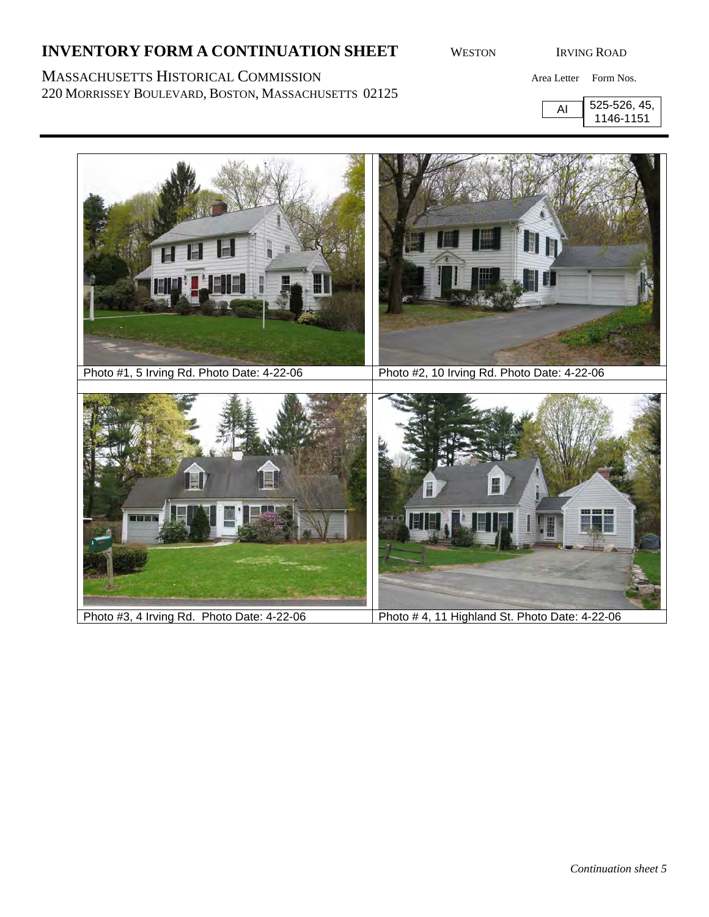# INVENTORY FORM A CONTINUATION SHEET

WESTON IRVING ROAD

MASSACHUSETTS HISTORICAL COMMISSION
220 MORRISSEY BOULEVARD, BOSTON, MASSACHUSETTS 02125

| Area Letter | Form Nos. |
|---|---|
| AI | 525-526, 45, 1146-1151 |

Photo #1, 5 Irving Rd. Photo Date: 4-22-06

Photo #2, 10 Irving Rd. Photo Date: 4-22-06

Photo #3, 4 Irving Rd. Photo Date: 4-22-06

Photo # 4, 11 Highland St. Photo Date: 4-22-06

*Continuation sheet 5*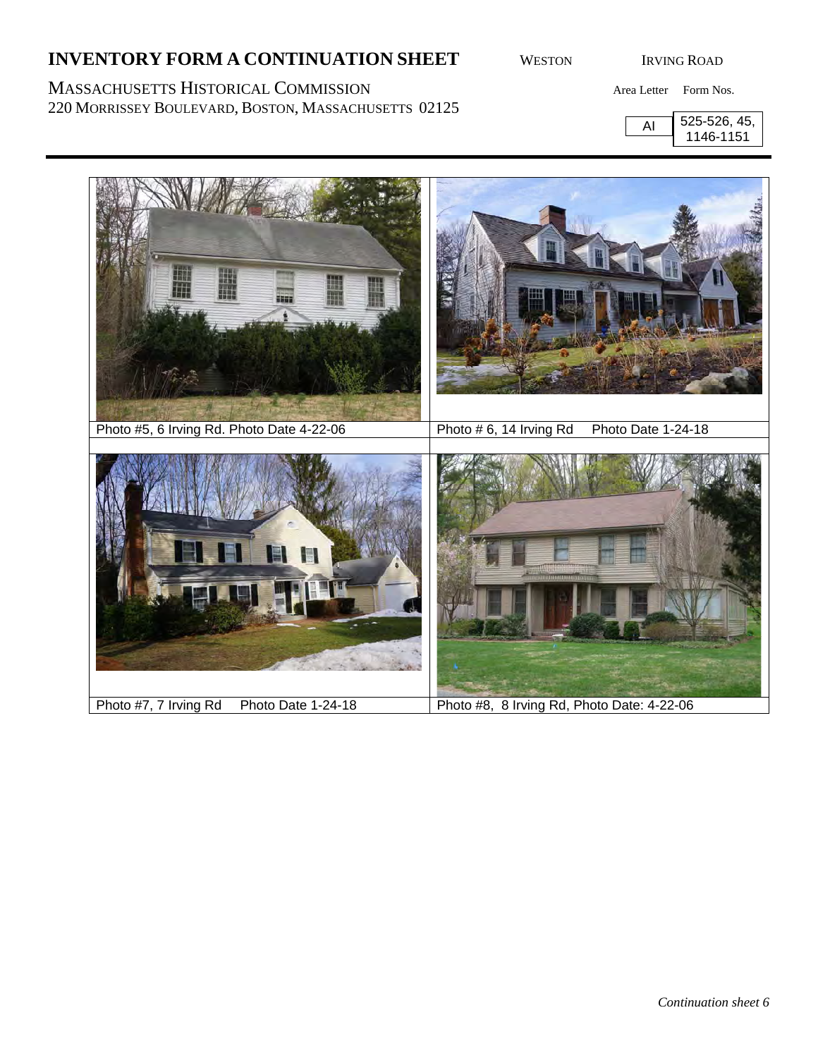# INVENTORY FORM A CONTINUATION SHEET

WESTON IRVING ROAD

MASSACHUSETTS HISTORICAL COMMISSION
220 MORRISSEY BOULEVARD, BOSTON, MASSACHUSETTS 02125

Area Letter Form Nos.

AI | 525-526, 45, 1146-1151

Photo #5, 6 Irving Rd. Photo Date 4-22-06

Photo # 6, 14 Irving Rd Photo Date 1-24-18

Photo #7, 7 Irving Rd Photo Date 1-24-18

Photo #8, 8 Irving Rd, Photo Date: 4-22-06

*Continuation sheet 6*